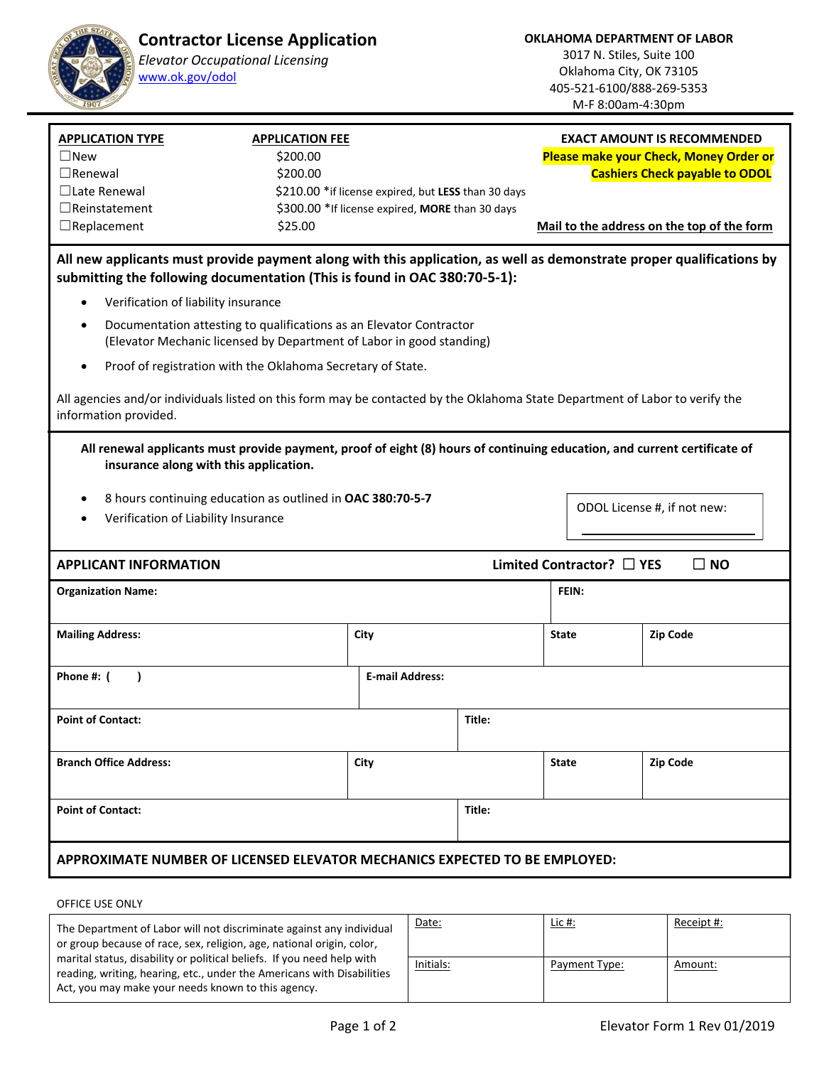# Contractor License Application

*Elevator Occupational Licensing*
www.ok.gov/odol

**OKLAHOMA DEPARTMENT OF LABOR**
3017 N. Stiles, Suite 100
Oklahoma City, OK 73105
405-521-6100/888-269-5353
M-F 8:00am-4:30pm

| APPLICATION TYPE | APPLICATION FEE | EXACT AMOUNT IS RECOMMENDED |
|---|---|---|
| ☐New | $200.00 | **Please make your Check, Money Order or Cashiers Check payable to ODOL** |
| ☐Renewal | $200.00 | |
| ☐Late Renewal | $210.00 *if license expired, but **LESS** than 30 days | |
| ☐Reinstatement | $300.00 *If license expired, **MORE** than 30 days | |
| ☐Replacement | $25.00 | **Mail to the address on the top of the form** |

**All new applicants must provide payment along with this application, as well as demonstrate proper qualifications by submitting the following documentation (This is found in OAC 380:70-5-1):**

- Verification of liability insurance
- Documentation attesting to qualifications as an Elevator Contractor (Elevator Mechanic licensed by Department of Labor in good standing)
- Proof of registration with the Oklahoma Secretary of State.

All agencies and/or individuals listed on this form may be contacted by the Oklahoma State Department of Labor to verify the information provided.

**All renewal applicants must provide payment, proof of eight (8) hours of continuing education, and current certificate of insurance along with this application.**

- 8 hours continuing education as outlined in **OAC 380:70-5-7**
- Verification of Liability Insurance

ODOL License #, if not new: ________________

**APPLICANT INFORMATION** — **Limited Contractor?** ☐ **YES** ☐ **NO**

| | | | |
|---|---|---|---|
| **Organization Name:** | | | **FEIN:** |
| **Mailing Address:** | **City** | **State** | **Zip Code** |
| **Phone #: (     )** | **E-mail Address:** | | |
| **Point of Contact:** | **Title:** | | |
| **Branch Office Address:** | **City** | **State** | **Zip Code** |
| **Point of Contact:** | **Title:** | | |

**APPROXIMATE NUMBER OF LICENSED ELEVATOR MECHANICS EXPECTED TO BE EMPLOYED:**

OFFICE USE ONLY

| | | | |
|---|---|---|---|
| The Department of Labor will not discriminate against any individual or group because of race, sex, religion, age, national origin, color, marital status, disability or political beliefs. If you need help with reading, writing, hearing, etc., under the Americans with Disabilities Act, you may make your needs known to this agency. | Date: | Lic #: | Receipt #: |
| | Initials: | Payment Type: | Amount: |

Elevator Form 1 Rev 01/2019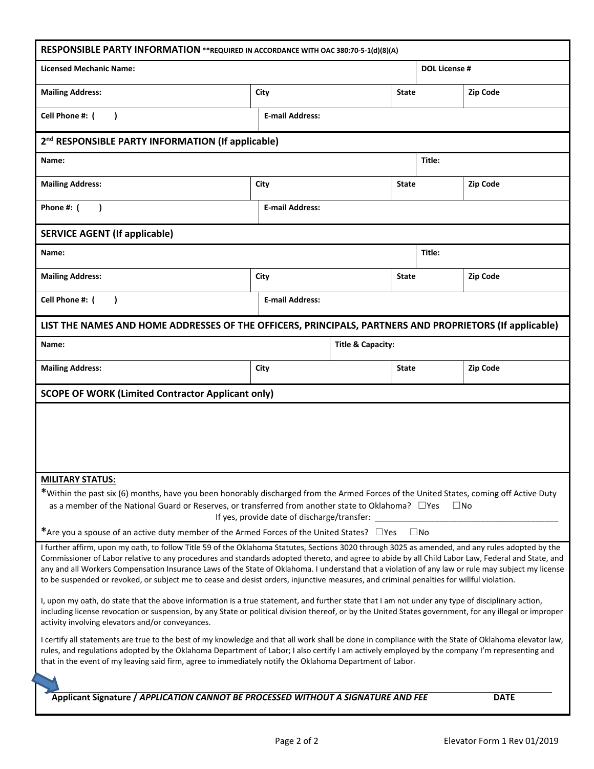## RESPONSIBLE PARTY INFORMATION **REQUIRED IN ACCORDANCE WITH OAC 380:70-5-1(d)(8)(A)

| | | | |
|---|---|---|---|
| **Licensed Mechanic Name:** | | **DOL License #** | |
| **Mailing Address:** | **City** | **State** | **Zip Code** |
| **Cell Phone #: (      )** | **E-mail Address:** | | |

## 2nd RESPONSIBLE PARTY INFORMATION (If applicable)

| | | | |
|---|---|---|---|
| **Name:** | | **Title:** | |
| **Mailing Address:** | **City** | **State** | **Zip Code** |
| **Phone #: (      )** | **E-mail Address:** | | |

## SERVICE AGENT (If applicable)

| | | | |
|---|---|---|---|
| **Name:** | | **Title:** | |
| **Mailing Address:** | **City** | **State** | **Zip Code** |
| **Cell Phone #: (      )** | **E-mail Address:** | | |

## LIST THE NAMES AND HOME ADDRESSES OF THE OFFICERS, PRINCIPALS, PARTNERS AND PROPRIETORS (If applicable)

| | | | |
|---|---|---|---|
| **Name:** | **Title & Capacity:** | | |
| **Mailing Address:** | **City** | **State** | **Zip Code** |

## SCOPE OF WORK (Limited Contractor Applicant only)

**MILITARY STATUS:**

*Within the past six (6) months, have you been honorably discharged from the Armed Forces of the United States, coming off Active Duty as a member of the National Guard or Reserves, or transferred from another state to Oklahoma? ☐Yes ☐No

If yes, provide date of discharge/transfer: ____________________

*Are you a spouse of an active duty member of the Armed Forces of the United States? ☐Yes ☐No

I further affirm, upon my oath, to follow Title 59 of the Oklahoma Statutes, Sections 3020 through 3025 as amended, and any rules adopted by the Commissioner of Labor relative to any procedures and standards adopted thereto, and agree to abide by all Child Labor Law, Federal and State, and any and all Workers Compensation Insurance Laws of the State of Oklahoma. I understand that a violation of any law or rule may subject my license to be suspended or revoked, or subject me to cease and desist orders, injunctive measures, and criminal penalties for willful violation.

I, upon my oath, do state that the above information is a true statement, and further state that I am not under any type of disciplinary action, including license revocation or suspension, by any State or political division thereof, or by the United States government, for any illegal or improper activity involving elevators and/or conveyances.

I certify all statements are true to the best of my knowledge and that all work shall be done in compliance with the State of Oklahoma elevator law, rules, and regulations adopted by the Oklahoma Department of Labor; I also certify I am actively employed by the company I'm representing and that in the event of my leaving said firm, agree to immediately notify the Oklahoma Department of Labor.

______________________________________________________________________

**Applicant Signature /** ***APPLICATION CANNOT BE PROCESSED WITHOUT A SIGNATURE AND FEE*** **DATE**

Elevator Form 1 Rev 01/2019